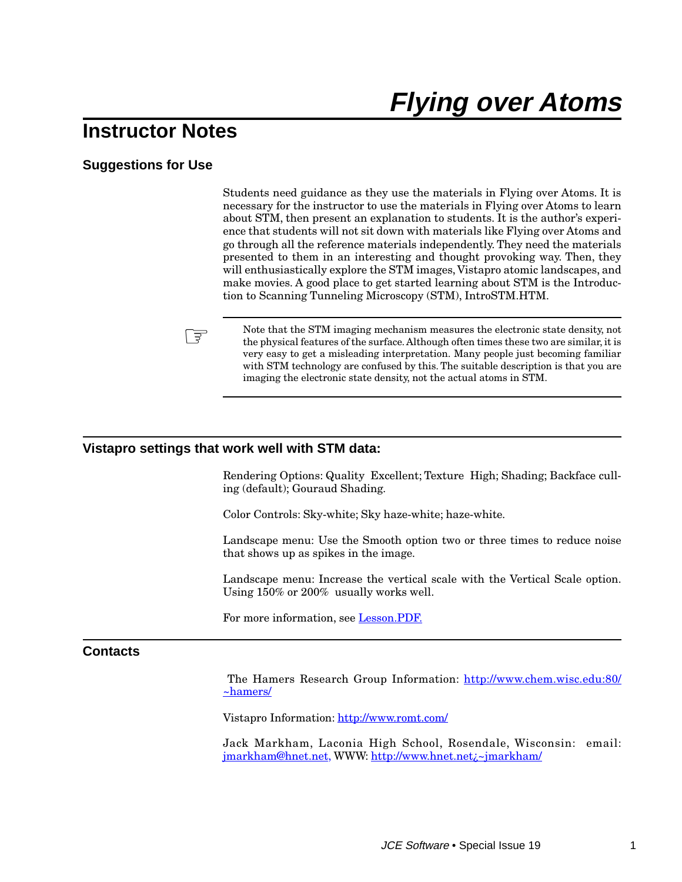# Flying over Atoms

## Instructor Notes

### Suggestions for Use

Students need guidance as they use the materials in Flying over Atoms. It is necessary for the instructor to use the materials in Flying over Atoms to learn about STM, then present an explanation to students. It is the author's experience that students will not sit down with materials like Flying over Atoms and go through all the reference materials independently. They need the materials presented to them in an interesting and thought provoking way. Then, they will enthusiastically explore the STM images, Vistapro atomic landscapes, and make movies. A good place to get started learning about STM is the Introduction to Scanning Tunneling Microscopy (STM), IntroSTM.HTM.

☞ Note that the STM imaging mechanism measures the electronic state density, not the physical features of the surface. Although often times these two are similar, it is very easy to get a misleading interpretation. Many people just becoming familiar with STM technology are confused by this. The suitable description is that you are imaging the electronic state density, not the actual atoms in STM.

### Vistapro settings that work well with STM data:

Rendering Options: Quality Excellent; Texture High; Shading; Backface culling (default); Gouraud Shading.

Color Controls: Sky-white; Sky haze-white; haze-white.

Landscape menu: Use the Smooth option two or three times to reduce noise that shows up as spikes in the image.

Landscape menu: Increase the vertical scale with the Vertical Scale option. Using 150% or 200% usually works well.

For more information, see [Lesson.PDF.](Lesson.PDF)

### Contacts

The Hamers Research Group Information: [http://www.chem.wisc.edu:80/~hamers/](http://www.chem.wisc.edu:80/~hamers/)

Vistapro Information: [http://www.romt.com/](http://www.romt.com/)

Jack Markham, Laconia High School, Rosendale, Wisconsin: email: jmarkham@hnet.net, WWW: http://www.hnet.net¿~jmarkham/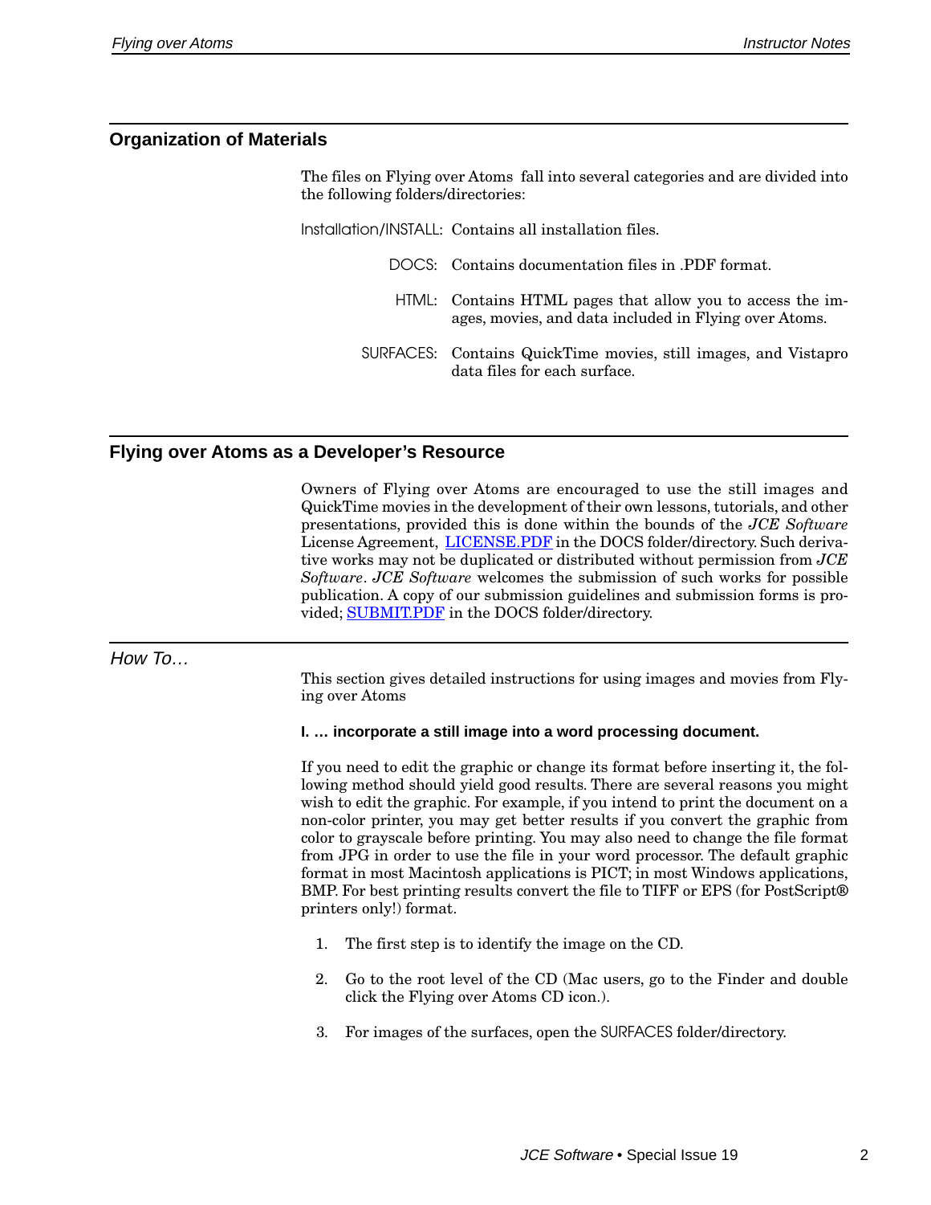## Organization of Materials

The files on Flying over Atoms fall into several categories and are divided into the following folders/directories:

Installation/INSTALL: Contains all installation files.

DOCS: Contains documentation files in .PDF format.

HTML: Contains HTML pages that allow you to access the images, movies, and data included in Flying over Atoms.

SURFACES: Contains QuickTime movies, still images, and Vistapro data files for each surface.

## Flying over Atoms as a Developer's Resource

Owners of Flying over Atoms are encouraged to use the still images and QuickTime movies in the development of their own lessons, tutorials, and other presentations, provided this is done within the bounds of the *JCE Software* License Agreement, LICENSE.PDF in the DOCS folder/directory. Such derivative works may not be duplicated or distributed without permission from *JCE Software*. *JCE Software* welcomes the submission of such works for possible publication. A copy of our submission guidelines and submission forms is provided; SUBMIT.PDF in the DOCS folder/directory.

## *How To…*

This section gives detailed instructions for using images and movies from Flying over Atoms

**I. … incorporate a still image into a word processing document.**

If you need to edit the graphic or change its format before inserting it, the following method should yield good results. There are several reasons you might wish to edit the graphic. For example, if you intend to print the document on a non-color printer, you may get better results if you convert the graphic from color to grayscale before printing. You may also need to change the file format from JPG in order to use the file in your word processor. The default graphic format in most Macintosh applications is PICT; in most Windows applications, BMP. For best printing results convert the file to TIFF or EPS (for PostScript® printers only!) format.

1. The first step is to identify the image on the CD.
2. Go to the root level of the CD (Mac users, go to the Finder and double click the Flying over Atoms CD icon.).
3. For images of the surfaces, open the SURFACES folder/directory.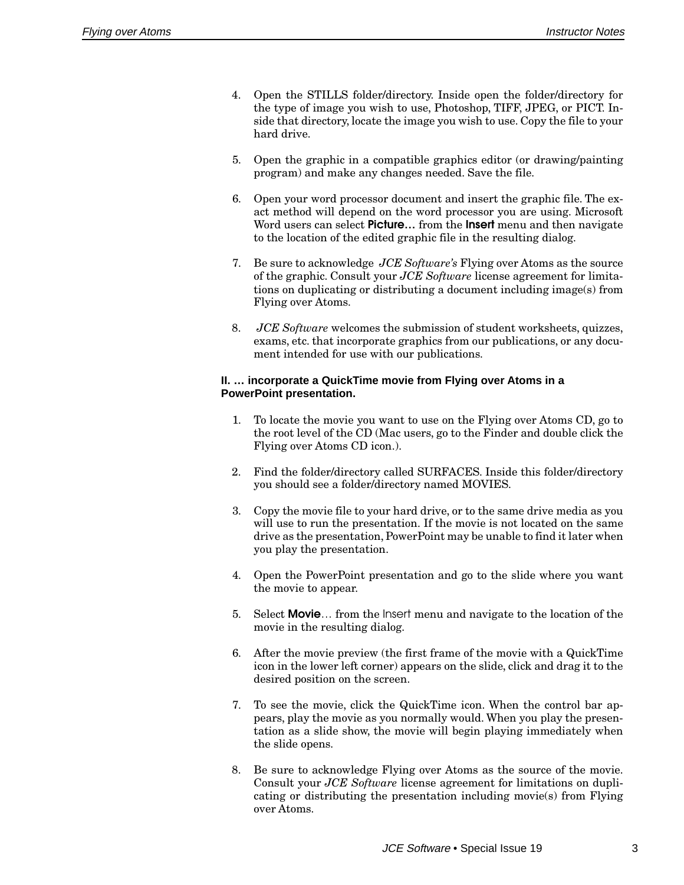4. Open the STILLS folder/directory. Inside open the folder/directory for the type of image you wish to use, Photoshop, TIFF, JPEG, or PICT. Inside that directory, locate the image you wish to use. Copy the file to your hard drive.

5. Open the graphic in a compatible graphics editor (or drawing/painting program) and make any changes needed. Save the file.

6. Open your word processor document and insert the graphic file. The exact method will depend on the word processor you are using. Microsoft Word users can select **Picture…** from the **Insert** menu and then navigate to the location of the edited graphic file in the resulting dialog.

7. Be sure to acknowledge *JCE Software's* Flying over Atoms as the source of the graphic. Consult your *JCE Software* license agreement for limitations on duplicating or distributing a document including image(s) from Flying over Atoms.

8. *JCE Software* welcomes the submission of student worksheets, quizzes, exams, etc. that incorporate graphics from our publications, or any document intended for use with our publications.

**II. … incorporate a QuickTime movie from Flying over Atoms in a PowerPoint presentation.**

1. To locate the movie you want to use on the Flying over Atoms CD, go to the root level of the CD (Mac users, go to the Finder and double click the Flying over Atoms CD icon.).

2. Find the folder/directory called SURFACES. Inside this folder/directory you should see a folder/directory named MOVIES.

3. Copy the movie file to your hard drive, or to the same drive media as you will use to run the presentation. If the movie is not located on the same drive as the presentation, PowerPoint may be unable to find it later when you play the presentation.

4. Open the PowerPoint presentation and go to the slide where you want the movie to appear.

5. Select **Movie**… from the Insert menu and navigate to the location of the movie in the resulting dialog.

6. After the movie preview (the first frame of the movie with a QuickTime icon in the lower left corner) appears on the slide, click and drag it to the desired position on the screen.

7. To see the movie, click the QuickTime icon. When the control bar appears, play the movie as you normally would. When you play the presentation as a slide show, the movie will begin playing immediately when the slide opens.

8. Be sure to acknowledge Flying over Atoms as the source of the movie. Consult your *JCE Software* license agreement for limitations on duplicating or distributing the presentation including movie(s) from Flying over Atoms.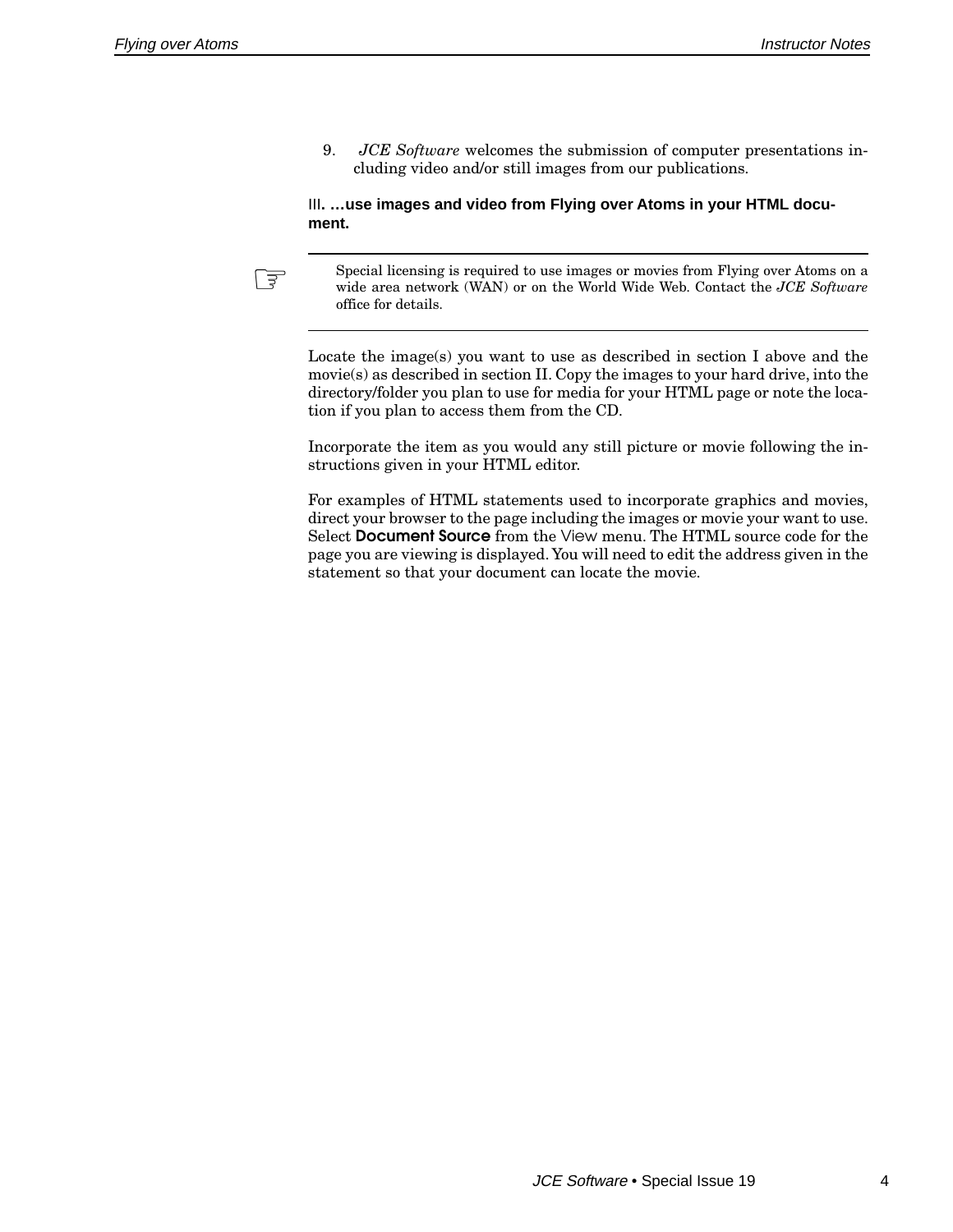9. *JCE Software* welcomes the submission of computer presentations including video and/or still images from our publications.

**III. …use images and video from Flying over Atoms in your HTML document.**

---

☞ Special licensing is required to use images or movies from Flying over Atoms on a wide area network (WAN) or on the World Wide Web. Contact the *JCE Software* office for details.

---

Locate the image(s) you want to use as described in section I above and the movie(s) as described in section II. Copy the images to your hard drive, into the directory/folder you plan to use for media for your HTML page or note the location if you plan to access them from the CD.

Incorporate the item as you would any still picture or movie following the instructions given in your HTML editor.

For examples of HTML statements used to incorporate graphics and movies, direct your browser to the page including the images or movie your want to use. Select **Document Source** from the View menu. The HTML source code for the page you are viewing is displayed. You will need to edit the address given in the statement so that your document can locate the movie.